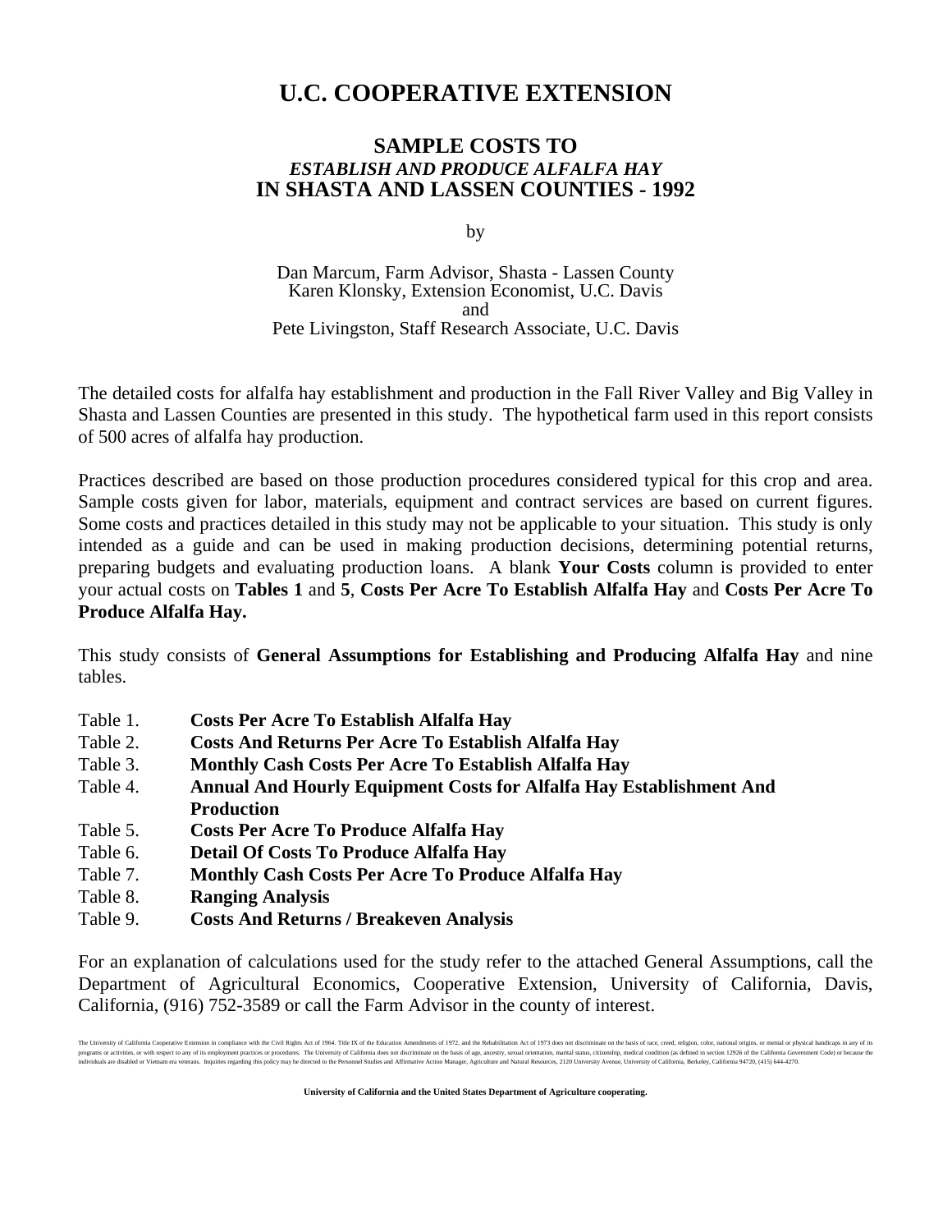# U.C. COOPERATIVE EXTENSION

## SAMPLE COSTS TO
## *ESTABLISH AND PRODUCE ALFALFA HAY*
## IN SHASTA AND LASSEN COUNTIES - 1992

by

Dan Marcum, Farm Advisor, Shasta - Lassen County
Karen Klonsky, Extension Economist, U.C. Davis
and
Pete Livingston, Staff Research Associate, U.C. Davis

The detailed costs for alfalfa hay establishment and production in the Fall River Valley and Big Valley in Shasta and Lassen Counties are presented in this study. The hypothetical farm used in this report consists of 500 acres of alfalfa hay production.

Practices described are based on those production procedures considered typical for this crop and area. Sample costs given for labor, materials, equipment and contract services are based on current figures. Some costs and practices detailed in this study may not be applicable to your situation. This study is only intended as a guide and can be used in making production decisions, determining potential returns, preparing budgets and evaluating production loans. A blank **Your Costs** column is provided to enter your actual costs on **Tables 1** and **5**, **Costs Per Acre To Establish Alfalfa Hay** and **Costs Per Acre To Produce Alfalfa Hay.**

This study consists of **General Assumptions for Establishing and Producing Alfalfa Hay** and nine tables.

- Table 1. **Costs Per Acre To Establish Alfalfa Hay**
- Table 2. **Costs And Returns Per Acre To Establish Alfalfa Hay**
- Table 3. **Monthly Cash Costs Per Acre To Establish Alfalfa Hay**
- Table 4. **Annual And Hourly Equipment Costs for Alfalfa Hay Establishment And Production**
- Table 5. **Costs Per Acre To Produce Alfalfa Hay**
- Table 6. **Detail Of Costs To Produce Alfalfa Hay**
- Table 7. **Monthly Cash Costs Per Acre To Produce Alfalfa Hay**
- Table 8. **Ranging Analysis**
- Table 9. **Costs And Returns / Breakeven Analysis**

For an explanation of calculations used for the study refer to the attached General Assumptions, call the Department of Agricultural Economics, Cooperative Extension, University of California, Davis, California, (916) 752-3589 or call the Farm Advisor in the county of interest.

The University of California Cooperative Extension in compliance with the Civil Rights Act of 1964, Title IX of the Education Amendments of 1972, and the Rehabilitation Act of 1973 does not discriminate on the basis of race, creed, religion, color, national origins, or mental or physical handicaps in any of its programs or activities, or with respect to any of its employment practices or procedures. The University of California does not discriminate on the basis of age, ancestry, sexual orientation, marital status, citizenship, medical condition (as defined in section 12926 of the California Government Code) or because the individuals are disabled or Vietnam era veterans. Inquiries regarding this policy may be directed to the Personnel Studies and Affirmative Action Manager, Agriculture and Natural Resources, 2120 University Avenue, University of California, Berkeley, California 94720, (415) 644-4270.

**University of California and the United States Department of Agriculture cooperating.**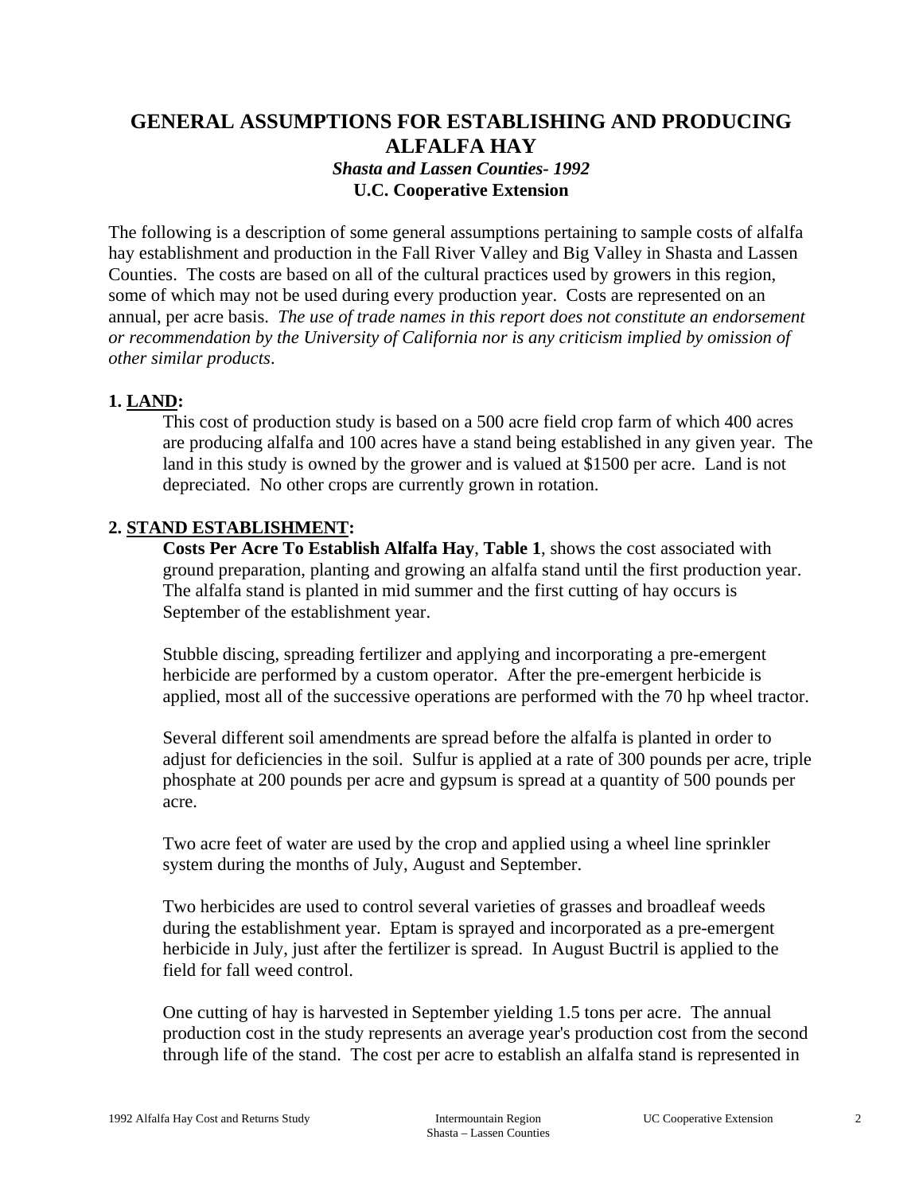# GENERAL ASSUMPTIONS FOR ESTABLISHING AND PRODUCING ALFALFA HAY

***Shasta and Lassen Counties- 1992***

**U.C. Cooperative Extension**

The following is a description of some general assumptions pertaining to sample costs of alfalfa hay establishment and production in the Fall River Valley and Big Valley in Shasta and Lassen Counties. The costs are based on all of the cultural practices used by growers in this region, some of which may not be used during every production year. Costs are represented on an annual, per acre basis. *The use of trade names in this report does not constitute an endorsement or recommendation by the University of California nor is any criticism implied by omission of other similar products*.

**1. LAND:**

This cost of production study is based on a 500 acre field crop farm of which 400 acres are producing alfalfa and 100 acres have a stand being established in any given year. The land in this study is owned by the grower and is valued at $1500 per acre. Land is not depreciated. No other crops are currently grown in rotation.

**2. STAND ESTABLISHMENT:**

**Costs Per Acre To Establish Alfalfa Hay**, **Table 1**, shows the cost associated with ground preparation, planting and growing an alfalfa stand until the first production year. The alfalfa stand is planted in mid summer and the first cutting of hay occurs is September of the establishment year.

Stubble discing, spreading fertilizer and applying and incorporating a pre-emergent herbicide are performed by a custom operator. After the pre-emergent herbicide is applied, most all of the successive operations are performed with the 70 hp wheel tractor.

Several different soil amendments are spread before the alfalfa is planted in order to adjust for deficiencies in the soil. Sulfur is applied at a rate of 300 pounds per acre, triple phosphate at 200 pounds per acre and gypsum is spread at a quantity of 500 pounds per acre.

Two acre feet of water are used by the crop and applied using a wheel line sprinkler system during the months of July, August and September.

Two herbicides are used to control several varieties of grasses and broadleaf weeds during the establishment year. Eptam is sprayed and incorporated as a pre-emergent herbicide in July, just after the fertilizer is spread. In August Buctril is applied to the field for fall weed control.

One cutting of hay is harvested in September yielding 1.5 tons per acre. The annual production cost in the study represents an average year's production cost from the second through life of the stand. The cost per acre to establish an alfalfa stand is represented in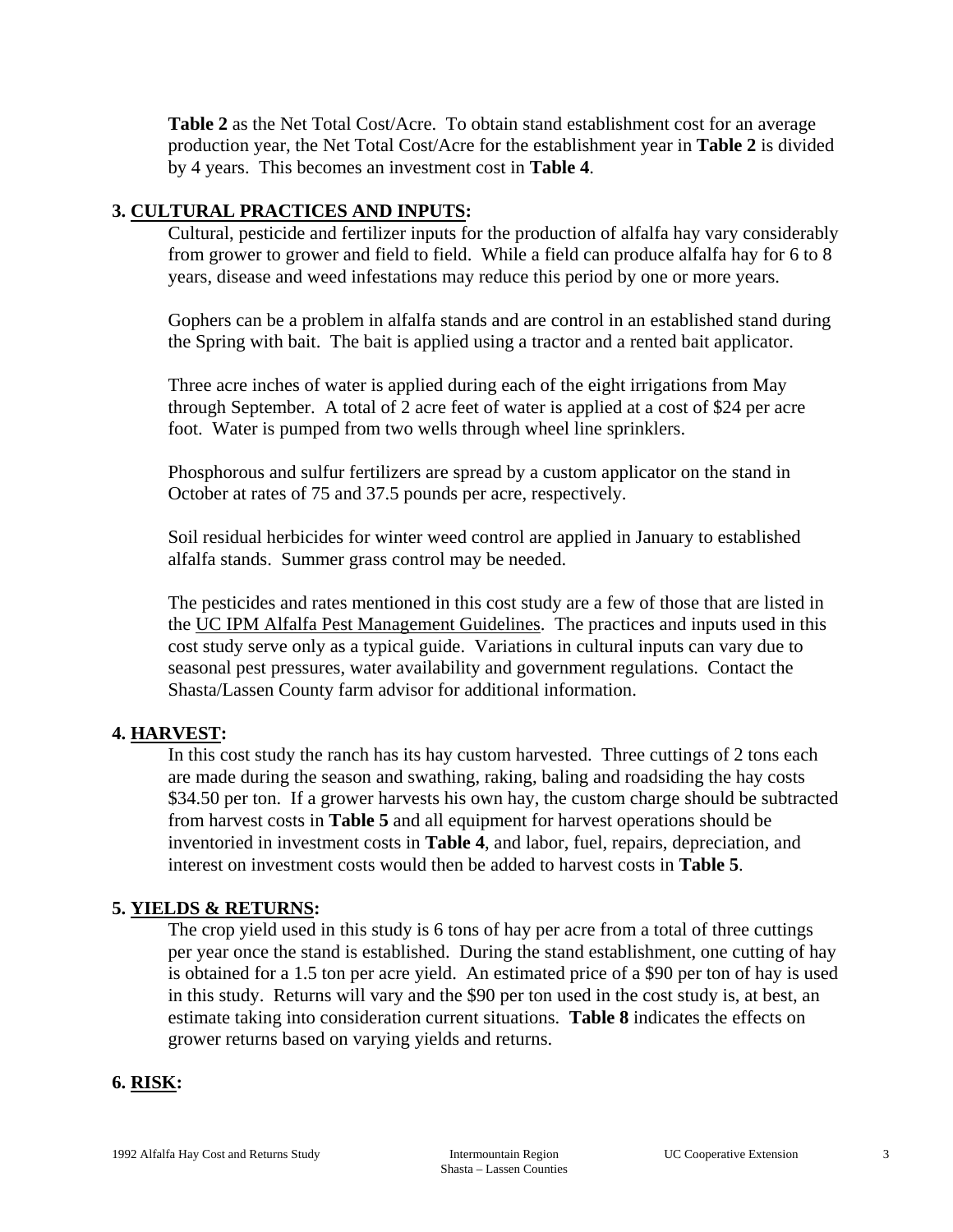**Table 2** as the Net Total Cost/Acre. To obtain stand establishment cost for an average production year, the Net Total Cost/Acre for the establishment year in **Table 2** is divided by 4 years. This becomes an investment cost in **Table 4**.

## 3. CULTURAL PRACTICES AND INPUTS:

Cultural, pesticide and fertilizer inputs for the production of alfalfa hay vary considerably from grower to grower and field to field. While a field can produce alfalfa hay for 6 to 8 years, disease and weed infestations may reduce this period by one or more years.

Gophers can be a problem in alfalfa stands and are control in an established stand during the Spring with bait. The bait is applied using a tractor and a rented bait applicator.

Three acre inches of water is applied during each of the eight irrigations from May through September. A total of 2 acre feet of water is applied at a cost of $24 per acre foot. Water is pumped from two wells through wheel line sprinklers.

Phosphorous and sulfur fertilizers are spread by a custom applicator on the stand in October at rates of 75 and 37.5 pounds per acre, respectively.

Soil residual herbicides for winter weed control are applied in January to established alfalfa stands. Summer grass control may be needed.

The pesticides and rates mentioned in this cost study are a few of those that are listed in the UC IPM Alfalfa Pest Management Guidelines. The practices and inputs used in this cost study serve only as a typical guide. Variations in cultural inputs can vary due to seasonal pest pressures, water availability and government regulations. Contact the Shasta/Lassen County farm advisor for additional information.

## 4. HARVEST:

In this cost study the ranch has its hay custom harvested. Three cuttings of 2 tons each are made during the season and swathing, raking, baling and roadsiding the hay costs $34.50 per ton. If a grower harvests his own hay, the custom charge should be subtracted from harvest costs in **Table 5** and all equipment for harvest operations should be inventoried in investment costs in **Table 4**, and labor, fuel, repairs, depreciation, and interest on investment costs would then be added to harvest costs in **Table 5**.

## 5. YIELDS & RETURNS:

The crop yield used in this study is 6 tons of hay per acre from a total of three cuttings per year once the stand is established. During the stand establishment, one cutting of hay is obtained for a 1.5 ton per acre yield. An estimated price of a $90 per ton of hay is used in this study. Returns will vary and the $90 per ton used in the cost study is, at best, an estimate taking into consideration current situations. **Table 8** indicates the effects on grower returns based on varying yields and returns.

## 6. RISK: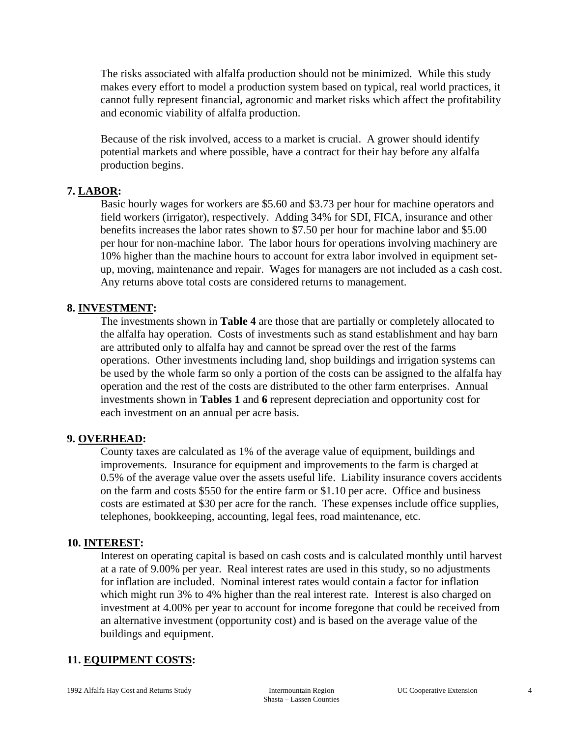The risks associated with alfalfa production should not be minimized. While this study makes every effort to model a production system based on typical, real world practices, it cannot fully represent financial, agronomic and market risks which affect the profitability and economic viability of alfalfa production.

Because of the risk involved, access to a market is crucial. A grower should identify potential markets and where possible, have a contract for their hay before any alfalfa production begins.

**7. <u>LABOR</u>:**

Basic hourly wages for workers are $5.60 and $3.73 per hour for machine operators and field workers (irrigator), respectively. Adding 34% for SDI, FICA, insurance and other benefits increases the labor rates shown to $7.50 per hour for machine labor and $5.00 per hour for non-machine labor. The labor hours for operations involving machinery are 10% higher than the machine hours to account for extra labor involved in equipment set-up, moving, maintenance and repair. Wages for managers are not included as a cash cost. Any returns above total costs are considered returns to management.

**8. <u>INVESTMENT</u>:**

The investments shown in **Table 4** are those that are partially or completely allocated to the alfalfa hay operation. Costs of investments such as stand establishment and hay barn are attributed only to alfalfa hay and cannot be spread over the rest of the farms operations. Other investments including land, shop buildings and irrigation systems can be used by the whole farm so only a portion of the costs can be assigned to the alfalfa hay operation and the rest of the costs are distributed to the other farm enterprises. Annual investments shown in **Tables 1** and **6** represent depreciation and opportunity cost for each investment on an annual per acre basis.

**9. <u>OVERHEAD</u>:**

County taxes are calculated as 1% of the average value of equipment, buildings and improvements. Insurance for equipment and improvements to the farm is charged at 0.5% of the average value over the assets useful life. Liability insurance covers accidents on the farm and costs $550 for the entire farm or $1.10 per acre. Office and business costs are estimated at $30 per acre for the ranch. These expenses include office supplies, telephones, bookkeeping, accounting, legal fees, road maintenance, etc.

**10. <u>INTEREST</u>:**

Interest on operating capital is based on cash costs and is calculated monthly until harvest at a rate of 9.00% per year. Real interest rates are used in this study, so no adjustments for inflation are included. Nominal interest rates would contain a factor for inflation which might run 3% to 4% higher than the real interest rate. Interest is also charged on investment at 4.00% per year to account for income foregone that could be received from an alternative investment (opportunity cost) and is based on the average value of the buildings and equipment.

**11. <u>EQUIPMENT COSTS</u>:**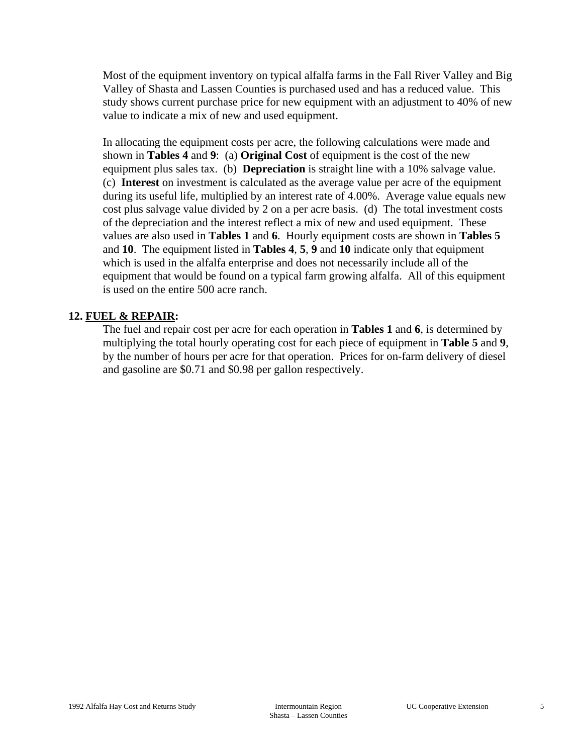Most of the equipment inventory on typical alfalfa farms in the Fall River Valley and Big Valley of Shasta and Lassen Counties is purchased used and has a reduced value. This study shows current purchase price for new equipment with an adjustment to 40% of new value to indicate a mix of new and used equipment.

In allocating the equipment costs per acre, the following calculations were made and shown in **Tables 4** and **9**: (a) **Original Cost** of equipment is the cost of the new equipment plus sales tax. (b) **Depreciation** is straight line with a 10% salvage value. (c) **Interest** on investment is calculated as the average value per acre of the equipment during its useful life, multiplied by an interest rate of 4.00%. Average value equals new cost plus salvage value divided by 2 on a per acre basis. (d) The total investment costs of the depreciation and the interest reflect a mix of new and used equipment. These values are also used in **Tables 1** and **6**. Hourly equipment costs are shown in **Tables 5** and **10**. The equipment listed in **Tables 4**, **5**, **9** and **10** indicate only that equipment which is used in the alfalfa enterprise and does not necessarily include all of the equipment that would be found on a typical farm growing alfalfa. All of this equipment is used on the entire 500 acre ranch.

**12. FUEL & REPAIR:**

The fuel and repair cost per acre for each operation in **Tables 1** and **6**, is determined by multiplying the total hourly operating cost for each piece of equipment in **Table 5** and **9**, by the number of hours per acre for that operation. Prices for on-farm delivery of diesel and gasoline are $0.71 and $0.98 per gallon respectively.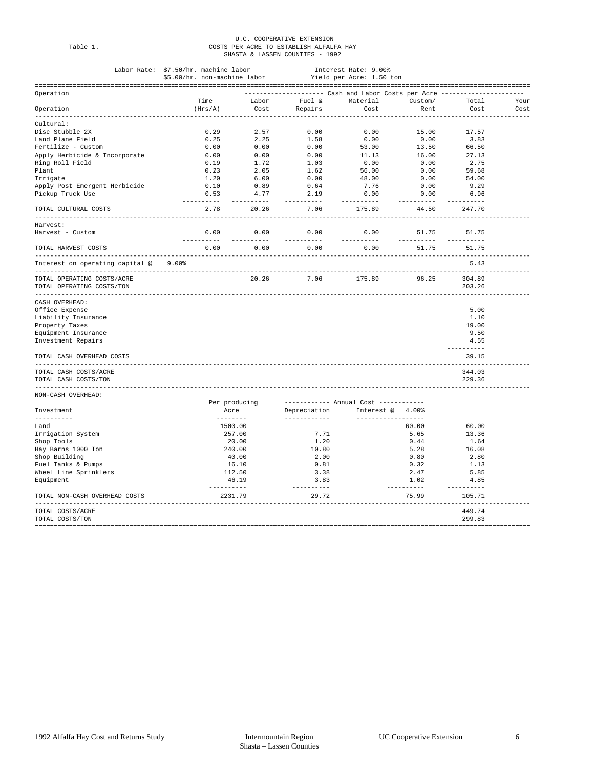U.C. COOPERATIVE EXTENSION

Table 1. COSTS PER ACRE TO ESTABLISH ALFALFA HAY
SHASTA & LASSEN COUNTIES - 1992

Labor Rate: $7.50/hr. machine labor  Interest Rate: 9.00%
$5.00/hr. non-machine labor  Yield per Acre: 1.50 ton

| Operation | Time (Hrs/A) | Labor Cost | Fuel & Repairs | Material Cost | Custom/ Rent | Total Cost | Your Cost |
|---|---|---|---|---|---|---|---|
| | | Cash and Labor Costs per Acre | | | | | |
| **Cultural:** | | | | | | | |
| Disc Stubble 2X | 0.29 | 2.57 | 0.00 | 0.00 | 15.00 | 17.57 | |
| Land Plane Field | 0.25 | 2.25 | 1.58 | 0.00 | 0.00 | 3.83 | |
| Fertilize - Custom | 0.00 | 0.00 | 0.00 | 53.00 | 13.50 | 66.50 | |
| Apply Herbicide & Incorporate | 0.00 | 0.00 | 0.00 | 11.13 | 16.00 | 27.13 | |
| Ring Roll Field | 0.19 | 1.72 | 1.03 | 0.00 | 0.00 | 2.75 | |
| Plant | 0.23 | 2.05 | 1.62 | 56.00 | 0.00 | 59.68 | |
| Irrigate | 1.20 | 6.00 | 0.00 | 48.00 | 0.00 | 54.00 | |
| Apply Post Emergent Herbicide | 0.10 | 0.89 | 0.64 | 7.76 | 0.00 | 9.29 | |
| Pickup Truck Use | 0.53 | 4.77 | 2.19 | 0.00 | 0.00 | 6.96 | |
| TOTAL CULTURAL COSTS | 2.78 | 20.26 | 7.06 | 175.89 | 44.50 | 247.70 | |
| **Harvest:** | | | | | | | |
| Harvest - Custom | 0.00 | 0.00 | 0.00 | 0.00 | 51.75 | 51.75 | |
| TOTAL HARVEST COSTS | 0.00 | 0.00 | 0.00 | 0.00 | 51.75 | 51.75 | |
| Interest on operating capital @ 9.00% | | | | | | 5.43 | |
| TOTAL OPERATING COSTS/ACRE | | 20.26 | 7.06 | 175.89 | 96.25 | 304.89 | |
| TOTAL OPERATING COSTS/TON | | | | | | 203.26 | |
| **CASH OVERHEAD:** | | | | | | | |
| Office Expense | | | | | | 5.00 | |
| Liability Insurance | | | | | | 1.10 | |
| Property Taxes | | | | | | 19.00 | |
| Equipment Insurance | | | | | | 9.50 | |
| Investment Repairs | | | | | | 4.55 | |
| TOTAL CASH OVERHEAD COSTS | | | | | | 39.15 | |
| TOTAL CASH COSTS/ACRE | | | | | | 344.03 | |
| TOTAL CASH COSTS/TON | | | | | | 229.36 | |

**NON-CASH OVERHEAD:**

| Investment | Per producing Acre | Annual Cost: Depreciation | Annual Cost: Interest @ 4.00% | Total Cost | Your Cost |
|---|---|---|---|---|---|
| Land | 1500.00 | | 60.00 | 60.00 | |
| Irrigation System | 257.00 | 7.71 | 5.65 | 13.36 | |
| Shop Tools | 20.00 | 1.20 | 0.44 | 1.64 | |
| Hay Barns 1000 Ton | 240.00 | 10.80 | 5.28 | 16.08 | |
| Shop Building | 40.00 | 2.00 | 0.80 | 2.80 | |
| Fuel Tanks & Pumps | 16.10 | 0.81 | 0.32 | 1.13 | |
| Wheel Line Sprinklers | 112.50 | 3.38 | 2.47 | 5.85 | |
| Equipment | 46.19 | 3.83 | 1.02 | 4.85 | |
| TOTAL NON-CASH OVERHEAD COSTS | 2231.79 | 29.72 | 75.99 | 105.71 | |
| TOTAL COSTS/ACRE | | | | 449.74 | |
| TOTAL COSTS/TON | | | | 299.83 | |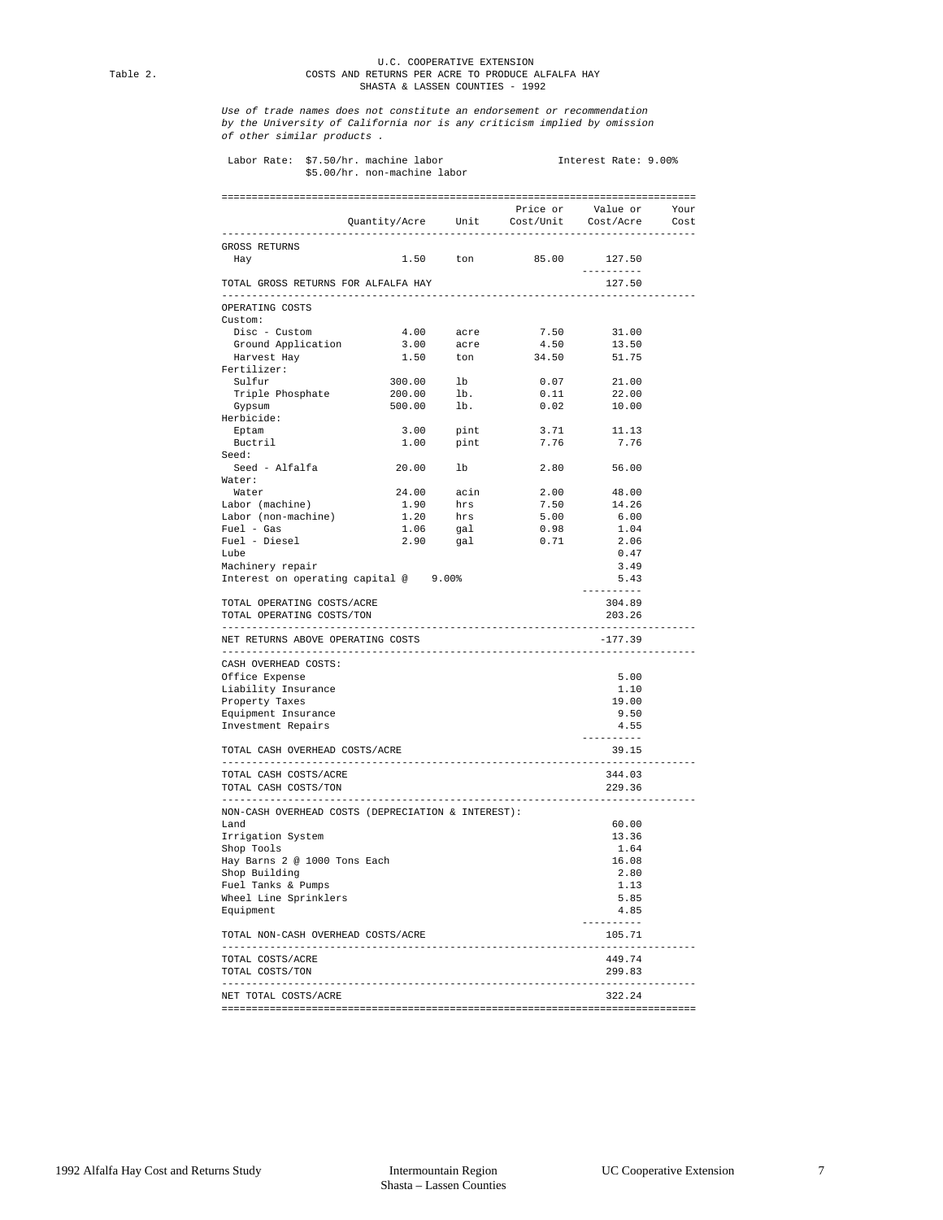U.C. COOPERATIVE EXTENSION

Table 2. COSTS AND RETURNS PER ACRE TO PRODUCE ALFALFA HAY
SHASTA & LASSEN COUNTIES - 1992

*Use of trade names does not constitute an endorsement or recommendation by the University of California nor is any criticism implied by omission of other similar products .*

Labor Rate: $7.50/hr. machine labor
$5.00/hr. non-machine labor

Interest Rate: 9.00%

| | Quantity/Acre | Unit | Price or Cost/Unit | Value or Cost/Acre | Your Cost |
|---|---|---|---|---|---|
| GROSS RETURNS | | | | | |
| Hay | 1.50 | ton | 85.00 | 127.50 | |
| TOTAL GROSS RETURNS FOR ALFALFA HAY | | | | 127.50 | |
| OPERATING COSTS | | | | | |
| Custom: | | | | | |
| Disc - Custom | 4.00 | acre | 7.50 | 31.00 | |
| Ground Application | 3.00 | acre | 4.50 | 13.50 | |
| Harvest Hay | 1.50 | ton | 34.50 | 51.75 | |
| Fertilizer: | | | | | |
| Sulfur | 300.00 | lb | 0.07 | 21.00 | |
| Triple Phosphate | 200.00 | lb. | 0.11 | 22.00 | |
| Gypsum | 500.00 | lb. | 0.02 | 10.00 | |
| Herbicide: | | | | | |
| Eptam | 3.00 | pint | 3.71 | 11.13 | |
| Buctril | 1.00 | pint | 7.76 | 7.76 | |
| Seed: | | | | | |
| Seed - Alfalfa | 20.00 | lb | 2.80 | 56.00 | |
| Water: | | | | | |
| Water | 24.00 | acin | 2.00 | 48.00 | |
| Labor (machine) | 1.90 | hrs | 7.50 | 14.26 | |
| Labor (non-machine) | 1.20 | hrs | 5.00 | 6.00 | |
| Fuel - Gas | 1.06 | gal | 0.98 | 1.04 | |
| Fuel - Diesel | 2.90 | gal | 0.71 | 2.06 | |
| Lube | | | | 0.47 | |
| Machinery repair | | | | 3.49 | |
| Interest on operating capital @ 9.00% | | | | 5.43 | |
| TOTAL OPERATING COSTS/ACRE | | | | 304.89 | |
| TOTAL OPERATING COSTS/TON | | | | 203.26 | |
| NET RETURNS ABOVE OPERATING COSTS | | | | -177.39 | |
| CASH OVERHEAD COSTS: | | | | | |
| Office Expense | | | | 5.00 | |
| Liability Insurance | | | | 1.10 | |
| Property Taxes | | | | 19.00 | |
| Equipment Insurance | | | | 9.50 | |
| Investment Repairs | | | | 4.55 | |
| TOTAL CASH OVERHEAD COSTS/ACRE | | | | 39.15 | |
| TOTAL CASH COSTS/ACRE | | | | 344.03 | |
| TOTAL CASH COSTS/TON | | | | 229.36 | |
| NON-CASH OVERHEAD COSTS (DEPRECIATION & INTEREST): | | | | | |
| Land | | | | 60.00 | |
| Irrigation System | | | | 13.36 | |
| Shop Tools | | | | 1.64 | |
| Hay Barns 2 @ 1000 Tons Each | | | | 16.08 | |
| Shop Building | | | | 2.80 | |
| Fuel Tanks & Pumps | | | | 1.13 | |
| Wheel Line Sprinklers | | | | 5.85 | |
| Equipment | | | | 4.85 | |
| TOTAL NON-CASH OVERHEAD COSTS/ACRE | | | | 105.71 | |
| TOTAL COSTS/ACRE | | | | 449.74 | |
| TOTAL COSTS/TON | | | | 299.83 | |
| NET TOTAL COSTS/ACRE | | | | 322.24 | |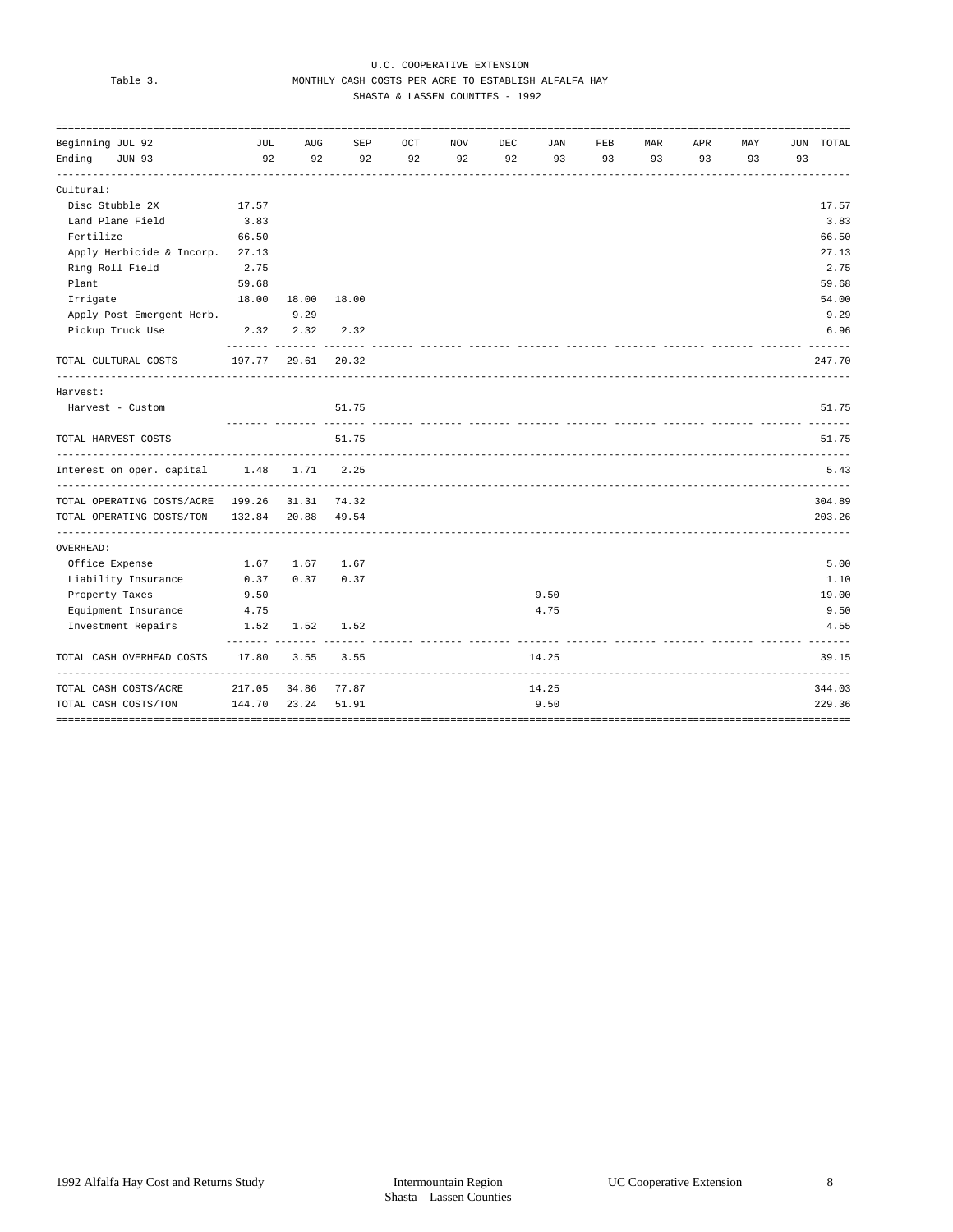U.C. COOPERATIVE EXTENSION

Table 3. MONTHLY CASH COSTS PER ACRE TO ESTABLISH ALFALFA HAY

SHASTA & LASSEN COUNTIES - 1992

| Beginning JUL 92<br>Ending JUN 93 | JUL 92 | AUG 92 | SEP 92 | OCT 92 | NOV 92 | DEC 92 | JAN 93 | FEB 93 | MAR 93 | APR 93 | MAY 93 | JUN 93 | TOTAL |
|---|---|---|---|---|---|---|---|---|---|---|---|---|---|
| Cultural: | | | | | | | | | | | | | |
| Disc Stubble 2X | 17.57 | | | | | | | | | | | | 17.57 |
| Land Plane Field | 3.83 | | | | | | | | | | | | 3.83 |
| Fertilize | 66.50 | | | | | | | | | | | | 66.50 |
| Apply Herbicide & Incorp. | 27.13 | | | | | | | | | | | | 27.13 |
| Ring Roll Field | 2.75 | | | | | | | | | | | | 2.75 |
| Plant | 59.68 | | | | | | | | | | | | 59.68 |
| Irrigate | 18.00 | 18.00 | 18.00 | | | | | | | | | | 54.00 |
| Apply Post Emergent Herb. | | 9.29 | | | | | | | | | | | 9.29 |
| Pickup Truck Use | 2.32 | 2.32 | 2.32 | | | | | | | | | | 6.96 |
| TOTAL CULTURAL COSTS | 197.77 | 29.61 | 20.32 | | | | | | | | | | 247.70 |
| Harvest: | | | | | | | | | | | | | |
| Harvest - Custom | | | 51.75 | | | | | | | | | | 51.75 |
| TOTAL HARVEST COSTS | | | 51.75 | | | | | | | | | | 51.75 |
| Interest on oper. capital | 1.48 | 1.71 | 2.25 | | | | | | | | | | 5.43 |
| TOTAL OPERATING COSTS/ACRE | 199.26 | 31.31 | 74.32 | | | | | | | | | | 304.89 |
| TOTAL OPERATING COSTS/TON | 132.84 | 20.88 | 49.54 | | | | | | | | | | 203.26 |
| OVERHEAD: | | | | | | | | | | | | | |
| Office Expense | 1.67 | 1.67 | 1.67 | | | | | | | | | | 5.00 |
| Liability Insurance | 0.37 | 0.37 | 0.37 | | | | | | | | | | 1.10 |
| Property Taxes | 9.50 | | | | | | 9.50 | | | | | | 19.00 |
| Equipment Insurance | 4.75 | | | | | | 4.75 | | | | | | 9.50 |
| Investment Repairs | 1.52 | 1.52 | 1.52 | | | | | | | | | | 4.55 |
| TOTAL CASH OVERHEAD COSTS | 17.80 | 3.55 | 3.55 | | | | 14.25 | | | | | | 39.15 |
| TOTAL CASH COSTS/ACRE | 217.05 | 34.86 | 77.87 | | | | 14.25 | | | | | | 344.03 |
| TOTAL CASH COSTS/TON | 144.70 | 23.24 | 51.91 | | | | 9.50 | | | | | | 229.36 |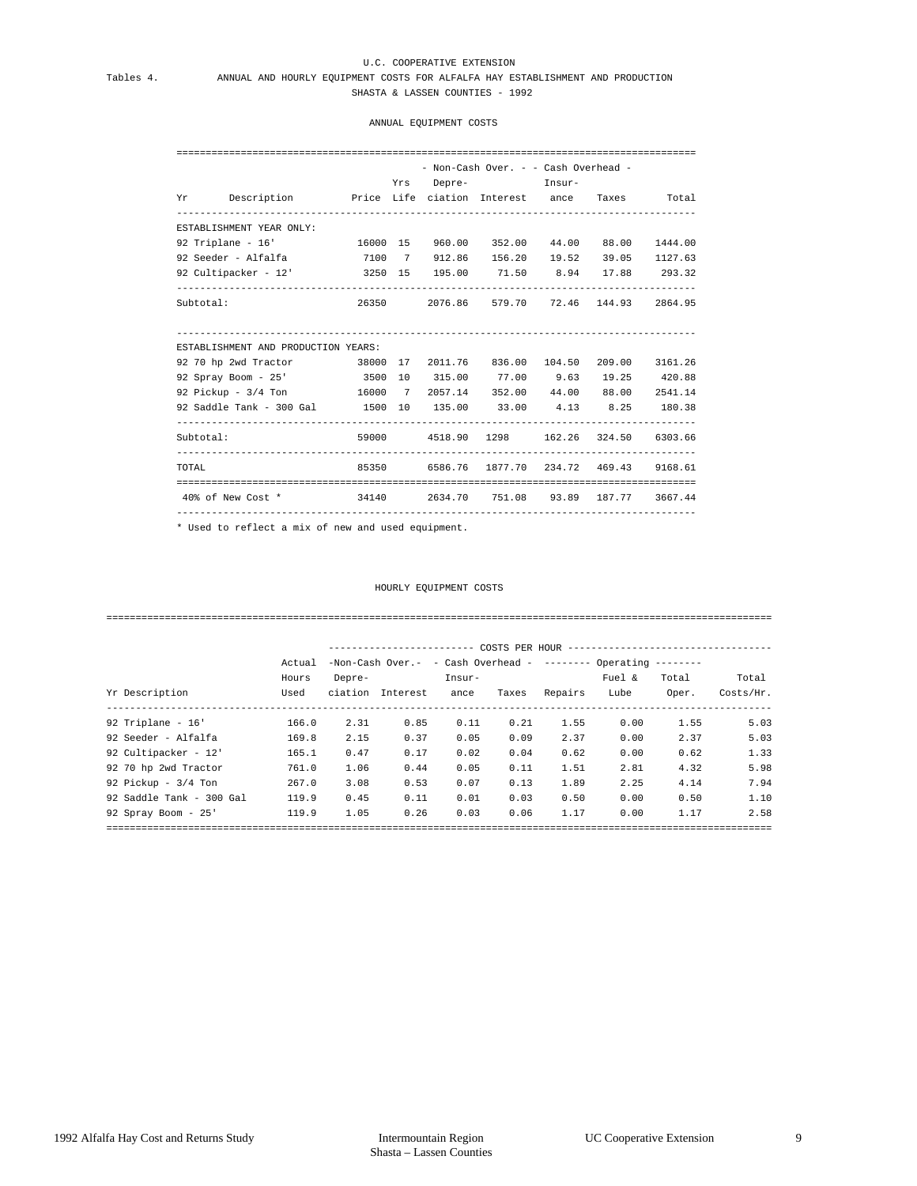U.C. COOPERATIVE EXTENSION

Tables 4. ANNUAL AND HOURLY EQUIPMENT COSTS FOR ALFALFA HAY ESTABLISHMENT AND PRODUCTION

SHASTA & LASSEN COUNTIES - 1992

## ANNUAL EQUIPMENT COSTS

| Yr Description | Price | Yrs Life | - Non-Cash Over. - Depreciation | Interest | - Cash Overhead - Insurance | Taxes | Total |
|---|---|---|---|---|---|---|---|
| ESTABLISHMENT YEAR ONLY: | | | | | | | |
| 92 Triplane - 16' | 16000 | 15 | 960.00 | 352.00 | 44.00 | 88.00 | 1444.00 |
| 92 Seeder - Alfalfa | 7100 | 7 | 912.86 | 156.20 | 19.52 | 39.05 | 1127.63 |
| 92 Cultipacker - 12' | 3250 | 15 | 195.00 | 71.50 | 8.94 | 17.88 | 293.32 |
| Subtotal: | 26350 | | 2076.86 | 579.70 | 72.46 | 144.93 | 2864.95 |
| ESTABLISHMENT AND PRODUCTION YEARS: | | | | | | | |
| 92 70 hp 2wd Tractor | 38000 | 17 | 2011.76 | 836.00 | 104.50 | 209.00 | 3161.26 |
| 92 Spray Boom - 25' | 3500 | 10 | 315.00 | 77.00 | 9.63 | 19.25 | 420.88 |
| 92 Pickup - 3/4 Ton | 16000 | 7 | 2057.14 | 352.00 | 44.00 | 88.00 | 2541.14 |
| 92 Saddle Tank - 300 Gal | 1500 | 10 | 135.00 | 33.00 | 4.13 | 8.25 | 180.38 |
| Subtotal: | 59000 | | 4518.90 | 1298 | 162.26 | 324.50 | 6303.66 |
| TOTAL | 85350 | | 6586.76 | 1877.70 | 234.72 | 469.43 | 9168.61 |
| 40% of New Cost * | 34140 | | 2634.70 | 751.08 | 93.89 | 187.77 | 3667.44 |

\* Used to reflect a mix of new and used equipment.

## HOURLY EQUIPMENT COSTS

| | | COSTS PER HOUR | | | | | | | |
|---|---|---|---|---|---|---|---|---|---|
| | Actual | -Non-Cash Over.- | | - Cash Overhead - | | -------- Operating -------- | | | |
| Yr Description | Hours Used | Depreciation | Interest | Insurance | Taxes | Repairs | Fuel & Lube | Total Oper. | Total Costs/Hr. |
| 92 Triplane - 16' | 166.0 | 2.31 | 0.85 | 0.11 | 0.21 | 1.55 | 0.00 | 1.55 | 5.03 |
| 92 Seeder - Alfalfa | 169.8 | 2.15 | 0.37 | 0.05 | 0.09 | 2.37 | 0.00 | 2.37 | 5.03 |
| 92 Cultipacker - 12' | 165.1 | 0.47 | 0.17 | 0.02 | 0.04 | 0.62 | 0.00 | 0.62 | 1.33 |
| 92 70 hp 2wd Tractor | 761.0 | 1.06 | 0.44 | 0.05 | 0.11 | 1.51 | 2.81 | 4.32 | 5.98 |
| 92 Pickup - 3/4 Ton | 267.0 | 3.08 | 0.53 | 0.07 | 0.13 | 1.89 | 2.25 | 4.14 | 7.94 |
| 92 Saddle Tank - 300 Gal | 119.9 | 0.45 | 0.11 | 0.01 | 0.03 | 0.50 | 0.00 | 0.50 | 1.10 |
| 92 Spray Boom - 25' | 119.9 | 1.05 | 0.26 | 0.03 | 0.06 | 1.17 | 0.00 | 1.17 | 2.58 |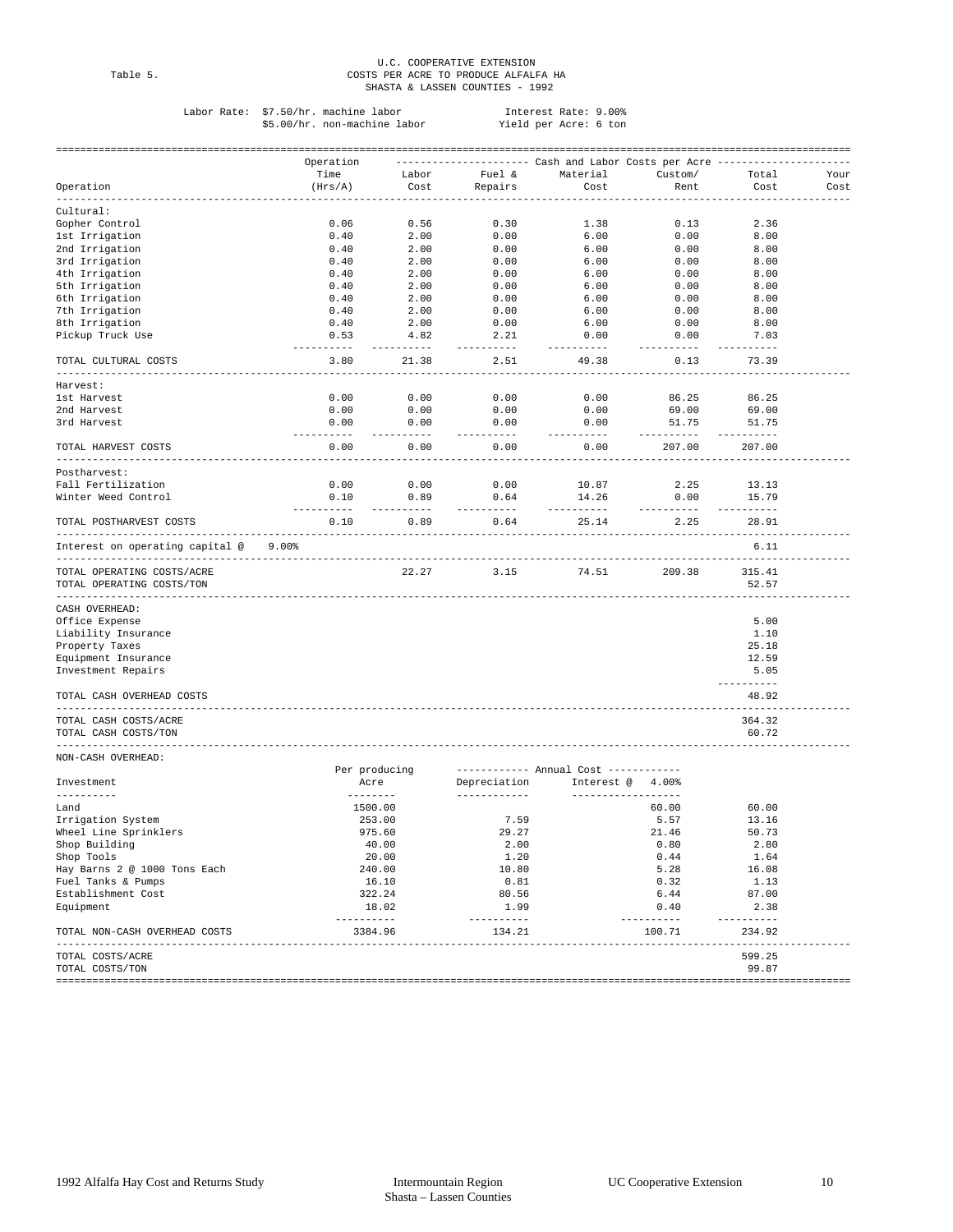Table 5.

U.C. COOPERATIVE EXTENSION
COSTS PER ACRE TO PRODUCE ALFALFA HA
SHASTA & LASSEN COUNTIES - 1992

Labor Rate: $7.50/hr. machine labor
$5.00/hr. non-machine labor

Interest Rate: 9.00%
Yield per Acre: 6 ton

| Operation | Operation Time (Hrs/A) | Labor Cost | Fuel & Repairs | Material Cost | Custom/ Rent | Total Cost | Your Cost |
|---|---|---|---|---|---|---|---|
| | | Cash and Labor Costs per Acre | | | | | |
| **Cultural:** | | | | | | | |
| Gopher Control | 0.06 | 0.56 | 0.30 | 1.38 | 0.13 | 2.36 | |
| 1st Irrigation | 0.40 | 2.00 | 0.00 | 6.00 | 0.00 | 8.00 | |
| 2nd Irrigation | 0.40 | 2.00 | 0.00 | 6.00 | 0.00 | 8.00 | |
| 3rd Irrigation | 0.40 | 2.00 | 0.00 | 6.00 | 0.00 | 8.00 | |
| 4th Irrigation | 0.40 | 2.00 | 0.00 | 6.00 | 0.00 | 8.00 | |
| 5th Irrigation | 0.40 | 2.00 | 0.00 | 6.00 | 0.00 | 8.00 | |
| 6th Irrigation | 0.40 | 2.00 | 0.00 | 6.00 | 0.00 | 8.00 | |
| 7th Irrigation | 0.40 | 2.00 | 0.00 | 6.00 | 0.00 | 8.00 | |
| 8th Irrigation | 0.40 | 2.00 | 0.00 | 6.00 | 0.00 | 8.00 | |
| Pickup Truck Use | 0.53 | 4.82 | 2.21 | 0.00 | 0.00 | 7.03 | |
| TOTAL CULTURAL COSTS | 3.80 | 21.38 | 2.51 | 49.38 | 0.13 | 73.39 | |
| **Harvest:** | | | | | | | |
| 1st Harvest | 0.00 | 0.00 | 0.00 | 0.00 | 86.25 | 86.25 | |
| 2nd Harvest | 0.00 | 0.00 | 0.00 | 0.00 | 69.00 | 69.00 | |
| 3rd Harvest | 0.00 | 0.00 | 0.00 | 0.00 | 51.75 | 51.75 | |
| TOTAL HARVEST COSTS | 0.00 | 0.00 | 0.00 | 0.00 | 207.00 | 207.00 | |
| **Postharvest:** | | | | | | | |
| Fall Fertilization | 0.00 | 0.00 | 0.00 | 10.87 | 2.25 | 13.13 | |
| Winter Weed Control | 0.10 | 0.89 | 0.64 | 14.26 | 0.00 | 15.79 | |
| TOTAL POSTHARVEST COSTS | 0.10 | 0.89 | 0.64 | 25.14 | 2.25 | 28.91 | |
| Interest on operating capital @ 9.00% | | | | | | 6.11 | |
| TOTAL OPERATING COSTS/ACRE | | 22.27 | 3.15 | 74.51 | 209.38 | 315.41 | |
| TOTAL OPERATING COSTS/TON | | | | | | 52.57 | |
| **CASH OVERHEAD:** | | | | | | | |
| Office Expense | | | | | | 5.00 | |
| Liability Insurance | | | | | | 1.10 | |
| Property Taxes | | | | | | 25.18 | |
| Equipment Insurance | | | | | | 12.59 | |
| Investment Repairs | | | | | | 5.05 | |
| TOTAL CASH OVERHEAD COSTS | | | | | | 48.92 | |
| TOTAL CASH COSTS/ACRE | | | | | | 364.32 | |
| TOTAL CASH COSTS/TON | | | | | | 60.72 | |

**NON-CASH OVERHEAD:**

| Investment | Per producing Acre | Annual Cost: Depreciation | Annual Cost: Interest @ 4.00% | Total Cost |
|---|---|---|---|---|
| Land | 1500.00 | | 60.00 | 60.00 |
| Irrigation System | 253.00 | 7.59 | 5.57 | 13.16 |
| Wheel Line Sprinklers | 975.60 | 29.27 | 21.46 | 50.73 |
| Shop Building | 40.00 | 2.00 | 0.80 | 2.80 |
| Shop Tools | 20.00 | 1.20 | 0.44 | 1.64 |
| Hay Barns 2 @ 1000 Tons Each | 240.00 | 10.80 | 5.28 | 16.08 |
| Fuel Tanks & Pumps | 16.10 | 0.81 | 0.32 | 1.13 |
| Establishment Cost | 322.24 | 80.56 | 6.44 | 87.00 |
| Equipment | 18.02 | 1.99 | 0.40 | 2.38 |
| TOTAL NON-CASH OVERHEAD COSTS | 3384.96 | 134.21 | 100.71 | 234.92 |
| TOTAL COSTS/ACRE | | | | 599.25 |
| TOTAL COSTS/TON | | | | 99.87 |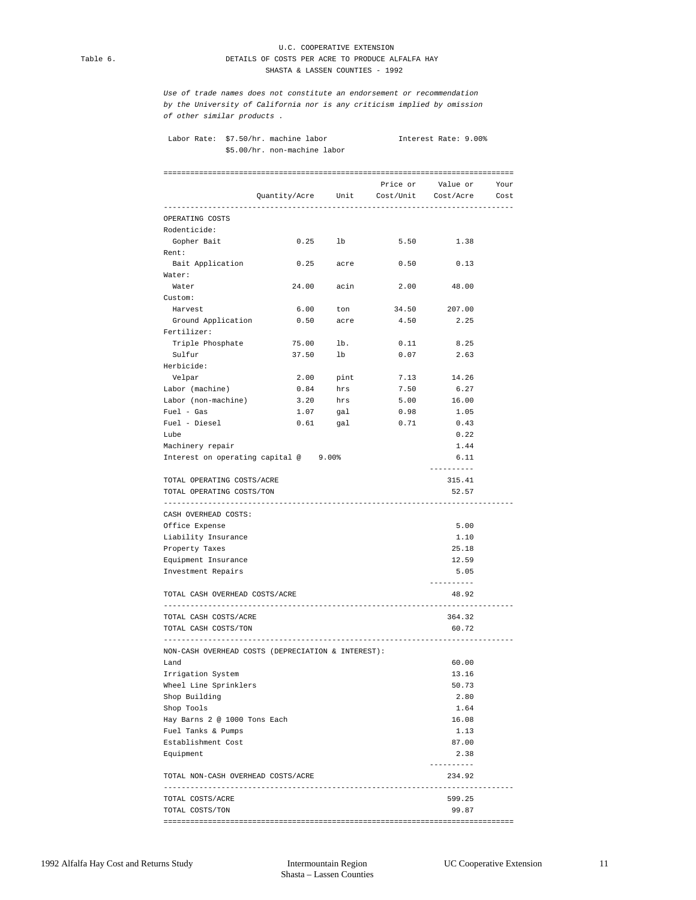U.C. COOPERATIVE EXTENSION

Table 6. DETAILS OF COSTS PER ACRE TO PRODUCE ALFALFA HAY

SHASTA & LASSEN COUNTIES - 1992

*Use of trade names does not constitute an endorsement or recommendation by the University of California nor is any criticism implied by omission of other similar products .*

Labor Rate: $7.50/hr. machine labor — Interest Rate: 9.00%
$5.00/hr. non-machine labor

| | Quantity/Acre | Unit | Price or Cost/Unit | Value or Cost/Acre | Your Cost |
|---|---|---|---|---|---|
| OPERATING COSTS | | | | | |
| Rodenticide: | | | | | |
| Gopher Bait | 0.25 | lb | 5.50 | 1.38 | |
| Rent: | | | | | |
| Bait Application | 0.25 | acre | 0.50 | 0.13 | |
| Water: | | | | | |
| Water | 24.00 | acin | 2.00 | 48.00 | |
| Custom: | | | | | |
| Harvest | 6.00 | ton | 34.50 | 207.00 | |
| Ground Application | 0.50 | acre | 4.50 | 2.25 | |
| Fertilizer: | | | | | |
| Triple Phosphate | 75.00 | lb. | 0.11 | 8.25 | |
| Sulfur | 37.50 | lb | 0.07 | 2.63 | |
| Herbicide: | | | | | |
| Velpar | 2.00 | pint | 7.13 | 14.26 | |
| Labor (machine) | 0.84 | hrs | 7.50 | 6.27 | |
| Labor (non-machine) | 3.20 | hrs | 5.00 | 16.00 | |
| Fuel - Gas | 1.07 | gal | 0.98 | 1.05 | |
| Fuel - Diesel | 0.61 | gal | 0.71 | 0.43 | |
| Lube | | | | 0.22 | |
| Machinery repair | | | | 1.44 | |
| Interest on operating capital @ 9.00% | | | | 6.11 | |
| TOTAL OPERATING COSTS/ACRE | | | | 315.41 | |
| TOTAL OPERATING COSTS/TON | | | | 52.57 | |
| CASH OVERHEAD COSTS: | | | | | |
| Office Expense | | | | 5.00 | |
| Liability Insurance | | | | 1.10 | |
| Property Taxes | | | | 25.18 | |
| Equipment Insurance | | | | 12.59 | |
| Investment Repairs | | | | 5.05 | |
| TOTAL CASH OVERHEAD COSTS/ACRE | | | | 48.92 | |
| TOTAL CASH COSTS/ACRE | | | | 364.32 | |
| TOTAL CASH COSTS/TON | | | | 60.72 | |
| NON-CASH OVERHEAD COSTS (DEPRECIATION & INTEREST): | | | | | |
| Land | | | | 60.00 | |
| Irrigation System | | | | 13.16 | |
| Wheel Line Sprinklers | | | | 50.73 | |
| Shop Building | | | | 2.80 | |
| Shop Tools | | | | 1.64 | |
| Hay Barns 2 @ 1000 Tons Each | | | | 16.08 | |
| Fuel Tanks & Pumps | | | | 1.13 | |
| Establishment Cost | | | | 87.00 | |
| Equipment | | | | 2.38 | |
| TOTAL NON-CASH OVERHEAD COSTS/ACRE | | | | 234.92 | |
| TOTAL COSTS/ACRE | | | | 599.25 | |
| TOTAL COSTS/TON | | | | 99.87 | |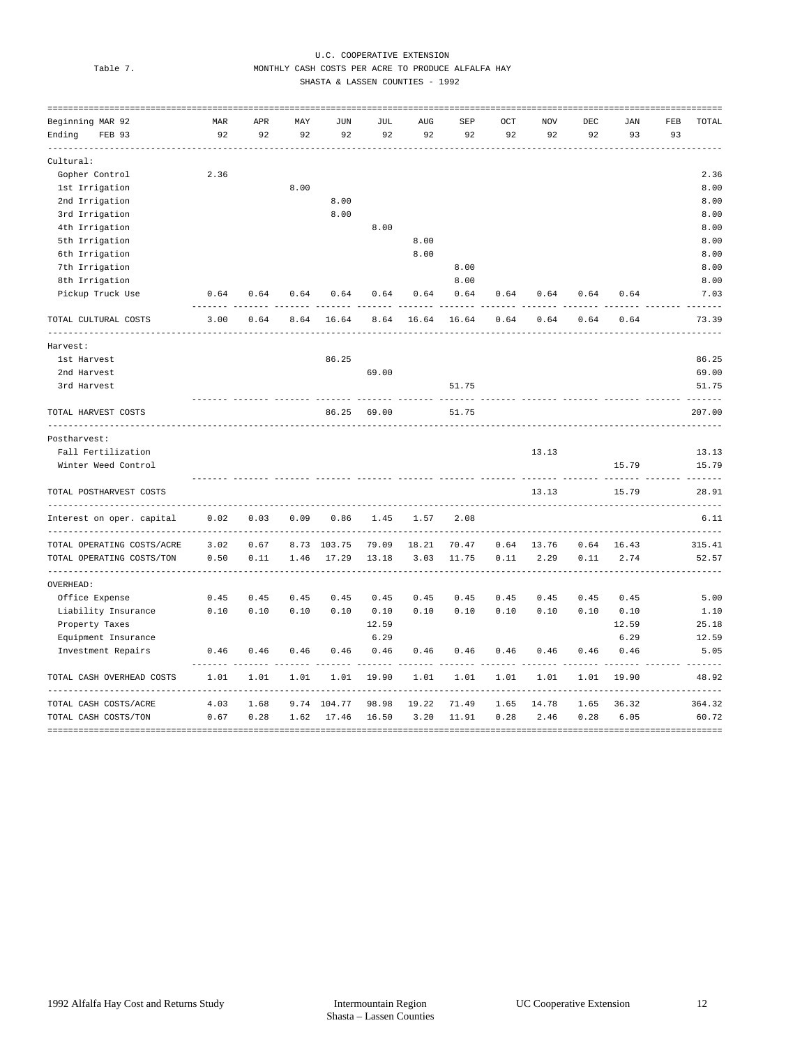U.C. COOPERATIVE EXTENSION

Table 7. MONTHLY CASH COSTS PER ACRE TO PRODUCE ALFALFA HAY

SHASTA & LASSEN COUNTIES - 1992

| Beginning MAR 92 Ending FEB 93 | MAR 92 | APR 92 | MAY 92 | JUN 92 | JUL 92 | AUG 92 | SEP 92 | OCT 92 | NOV 92 | DEC 92 | JAN 93 | FEB 93 | TOTAL |
|---|---|---|---|---|---|---|---|---|---|---|---|---|---|
| Cultural: | | | | | | | | | | | | | |
| Gopher Control | 2.36 | | | | | | | | | | | | 2.36 |
| 1st Irrigation | | | 8.00 | | | | | | | | | | 8.00 |
| 2nd Irrigation | | | | 8.00 | | | | | | | | | 8.00 |
| 3rd Irrigation | | | | 8.00 | | | | | | | | | 8.00 |
| 4th Irrigation | | | | | 8.00 | | | | | | | | 8.00 |
| 5th Irrigation | | | | | | 8.00 | | | | | | | 8.00 |
| 6th Irrigation | | | | | | 8.00 | | | | | | | 8.00 |
| 7th Irrigation | | | | | | | 8.00 | | | | | | 8.00 |
| 8th Irrigation | | | | | | | 8.00 | | | | | | 8.00 |
| Pickup Truck Use | 0.64 | 0.64 | 0.64 | 0.64 | 0.64 | 0.64 | 0.64 | 0.64 | 0.64 | 0.64 | 0.64 | | 7.03 |
| TOTAL CULTURAL COSTS | 3.00 | 0.64 | 8.64 | 16.64 | 8.64 | 16.64 | 16.64 | 0.64 | 0.64 | 0.64 | 0.64 | | 73.39 |
| Harvest: | | | | | | | | | | | | | |
| 1st Harvest | | | | 86.25 | | | | | | | | | 86.25 |
| 2nd Harvest | | | | | 69.00 | | | | | | | | 69.00 |
| 3rd Harvest | | | | | | | 51.75 | | | | | | 51.75 |
| TOTAL HARVEST COSTS | | | | 86.25 | 69.00 | | 51.75 | | | | | | 207.00 |
| Postharvest: | | | | | | | | | | | | | |
| Fall Fertilization | | | | | | | | | 13.13 | | | | 13.13 |
| Winter Weed Control | | | | | | | | | | | 15.79 | | 15.79 |
| TOTAL POSTHARVEST COSTS | | | | | | | | | 13.13 | | 15.79 | | 28.91 |
| Interest on oper. capital | 0.02 | 0.03 | 0.09 | 0.86 | 1.45 | 1.57 | 2.08 | | | | | | 6.11 |
| TOTAL OPERATING COSTS/ACRE | 3.02 | 0.67 | 8.73 | 103.75 | 79.09 | 18.21 | 70.47 | 0.64 | 13.76 | 0.64 | 16.43 | | 315.41 |
| TOTAL OPERATING COSTS/TON | 0.50 | 0.11 | 1.46 | 17.29 | 13.18 | 3.03 | 11.75 | 0.11 | 2.29 | 0.11 | 2.74 | | 52.57 |
| OVERHEAD: | | | | | | | | | | | | | |
| Office Expense | 0.45 | 0.45 | 0.45 | 0.45 | 0.45 | 0.45 | 0.45 | 0.45 | 0.45 | 0.45 | 0.45 | | 5.00 |
| Liability Insurance | 0.10 | 0.10 | 0.10 | 0.10 | 0.10 | 0.10 | 0.10 | 0.10 | 0.10 | 0.10 | 0.10 | | 1.10 |
| Property Taxes | | | | | 12.59 | | | | | | 12.59 | | 25.18 |
| Equipment Insurance | | | | | 6.29 | | | | | | 6.29 | | 12.59 |
| Investment Repairs | 0.46 | 0.46 | 0.46 | 0.46 | 0.46 | 0.46 | 0.46 | 0.46 | 0.46 | 0.46 | 0.46 | | 5.05 |
| TOTAL CASH OVERHEAD COSTS | 1.01 | 1.01 | 1.01 | 1.01 | 19.90 | 1.01 | 1.01 | 1.01 | 1.01 | 1.01 | 19.90 | | 48.92 |
| TOTAL CASH COSTS/ACRE | 4.03 | 1.68 | 9.74 | 104.77 | 98.98 | 19.22 | 71.49 | 1.65 | 14.78 | 1.65 | 36.32 | | 364.32 |
| TOTAL CASH COSTS/TON | 0.67 | 0.28 | 1.62 | 17.46 | 16.50 | 3.20 | 11.91 | 0.28 | 2.46 | 0.28 | 6.05 | | 60.72 |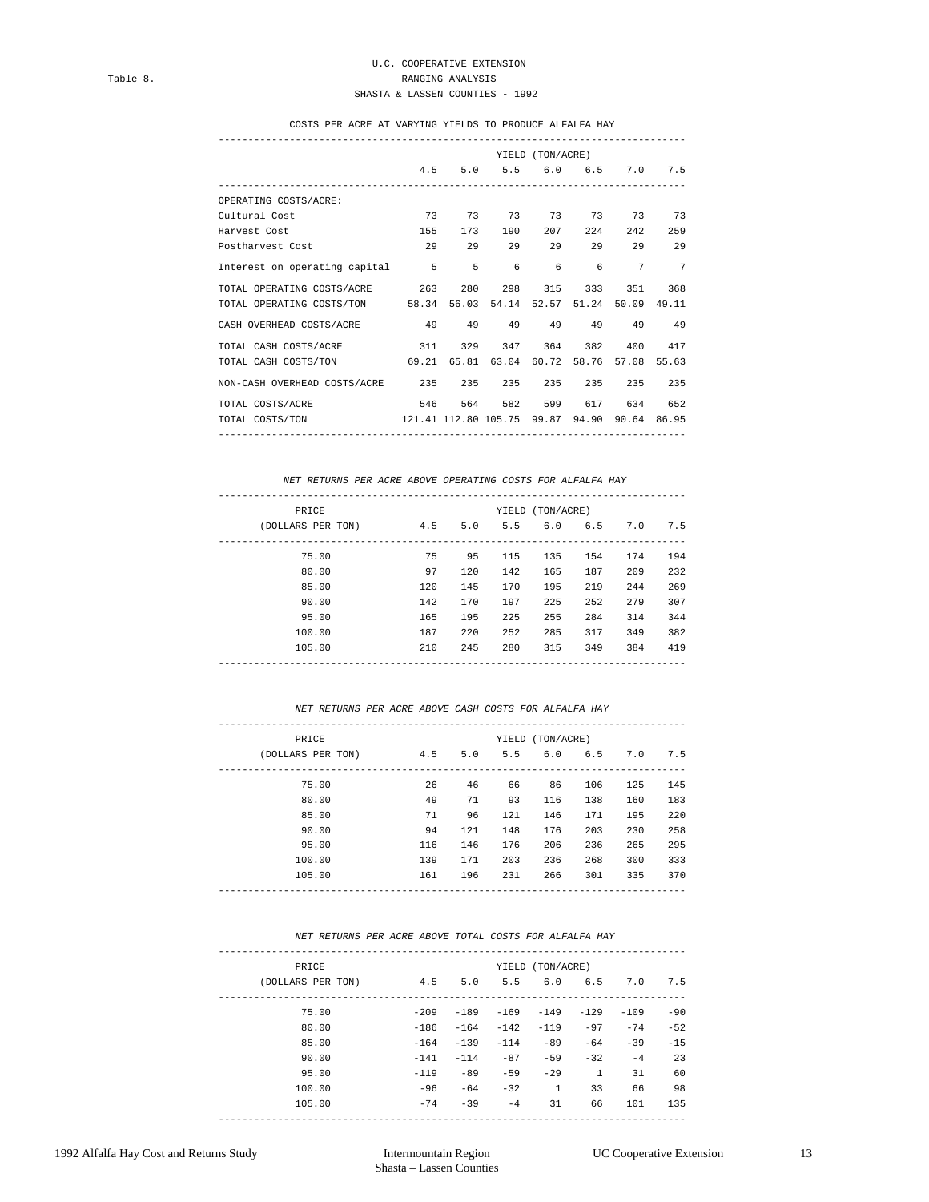U.C. COOPERATIVE EXTENSION

Table 8. RANGING ANALYSIS

SHASTA & LASSEN COUNTIES - 1992

COSTS PER ACRE AT VARYING YIELDS TO PRODUCE ALFALFA HAY

| | YIELD (TON/ACRE) | | | | | | |
|---|---|---|---|---|---|---|---|
| | 4.5 | 5.0 | 5.5 | 6.0 | 6.5 | 7.0 | 7.5 |
| OPERATING COSTS/ACRE: | | | | | | | |
| Cultural Cost | 73 | 73 | 73 | 73 | 73 | 73 | 73 |
| Harvest Cost | 155 | 173 | 190 | 207 | 224 | 242 | 259 |
| Postharvest Cost | 29 | 29 | 29 | 29 | 29 | 29 | 29 |
| Interest on operating capital | 5 | 5 | 6 | 6 | 6 | 7 | 7 |
| TOTAL OPERATING COSTS/ACRE | 263 | 280 | 298 | 315 | 333 | 351 | 368 |
| TOTAL OPERATING COSTS/TON | 58.34 | 56.03 | 54.14 | 52.57 | 51.24 | 50.09 | 49.11 |
| CASH OVERHEAD COSTS/ACRE | 49 | 49 | 49 | 49 | 49 | 49 | 49 |
| TOTAL CASH COSTS/ACRE | 311 | 329 | 347 | 364 | 382 | 400 | 417 |
| TOTAL CASH COSTS/TON | 69.21 | 65.81 | 63.04 | 60.72 | 58.76 | 57.08 | 55.63 |
| NON-CASH OVERHEAD COSTS/ACRE | 235 | 235 | 235 | 235 | 235 | 235 | 235 |
| TOTAL COSTS/ACRE | 546 | 564 | 582 | 599 | 617 | 634 | 652 |
| TOTAL COSTS/TON | 121.41 | 112.80 | 105.75 | 99.87 | 94.90 | 90.64 | 86.95 |

*NET RETURNS PER ACRE ABOVE OPERATING COSTS FOR ALFALFA HAY*

| PRICE | YIELD (TON/ACRE) | | | | | | |
|---|---|---|---|---|---|---|---|
| (DOLLARS PER TON) | 4.5 | 5.0 | 5.5 | 6.0 | 6.5 | 7.0 | 7.5 |
| 75.00 | 75 | 95 | 115 | 135 | 154 | 174 | 194 |
| 80.00 | 97 | 120 | 142 | 165 | 187 | 209 | 232 |
| 85.00 | 120 | 145 | 170 | 195 | 219 | 244 | 269 |
| 90.00 | 142 | 170 | 197 | 225 | 252 | 279 | 307 |
| 95.00 | 165 | 195 | 225 | 255 | 284 | 314 | 344 |
| 100.00 | 187 | 220 | 252 | 285 | 317 | 349 | 382 |
| 105.00 | 210 | 245 | 280 | 315 | 349 | 384 | 419 |

*NET RETURNS PER ACRE ABOVE CASH COSTS FOR ALFALFA HAY*

| PRICE | YIELD (TON/ACRE) | | | | | | |
|---|---|---|---|---|---|---|---|
| (DOLLARS PER TON) | 4.5 | 5.0 | 5.5 | 6.0 | 6.5 | 7.0 | 7.5 |
| 75.00 | 26 | 46 | 66 | 86 | 106 | 125 | 145 |
| 80.00 | 49 | 71 | 93 | 116 | 138 | 160 | 183 |
| 85.00 | 71 | 96 | 121 | 146 | 171 | 195 | 220 |
| 90.00 | 94 | 121 | 148 | 176 | 203 | 230 | 258 |
| 95.00 | 116 | 146 | 176 | 206 | 236 | 265 | 295 |
| 100.00 | 139 | 171 | 203 | 236 | 268 | 300 | 333 |
| 105.00 | 161 | 196 | 231 | 266 | 301 | 335 | 370 |

*NET RETURNS PER ACRE ABOVE TOTAL COSTS FOR ALFALFA HAY*

| PRICE | YIELD (TON/ACRE) | | | | | | |
|---|---|---|---|---|---|---|---|
| (DOLLARS PER TON) | 4.5 | 5.0 | 5.5 | 6.0 | 6.5 | 7.0 | 7.5 |
| 75.00 | -209 | -189 | -169 | -149 | -129 | -109 | -90 |
| 80.00 | -186 | -164 | -142 | -119 | -97 | -74 | -52 |
| 85.00 | -164 | -139 | -114 | -89 | -64 | -39 | -15 |
| 90.00 | -141 | -114 | -87 | -59 | -32 | -4 | 23 |
| 95.00 | -119 | -89 | -59 | -29 | 1 | 31 | 60 |
| 100.00 | -96 | -64 | -32 | 1 | 33 | 66 | 98 |
| 105.00 | -74 | -39 | -4 | 31 | 66 | 101 | 135 |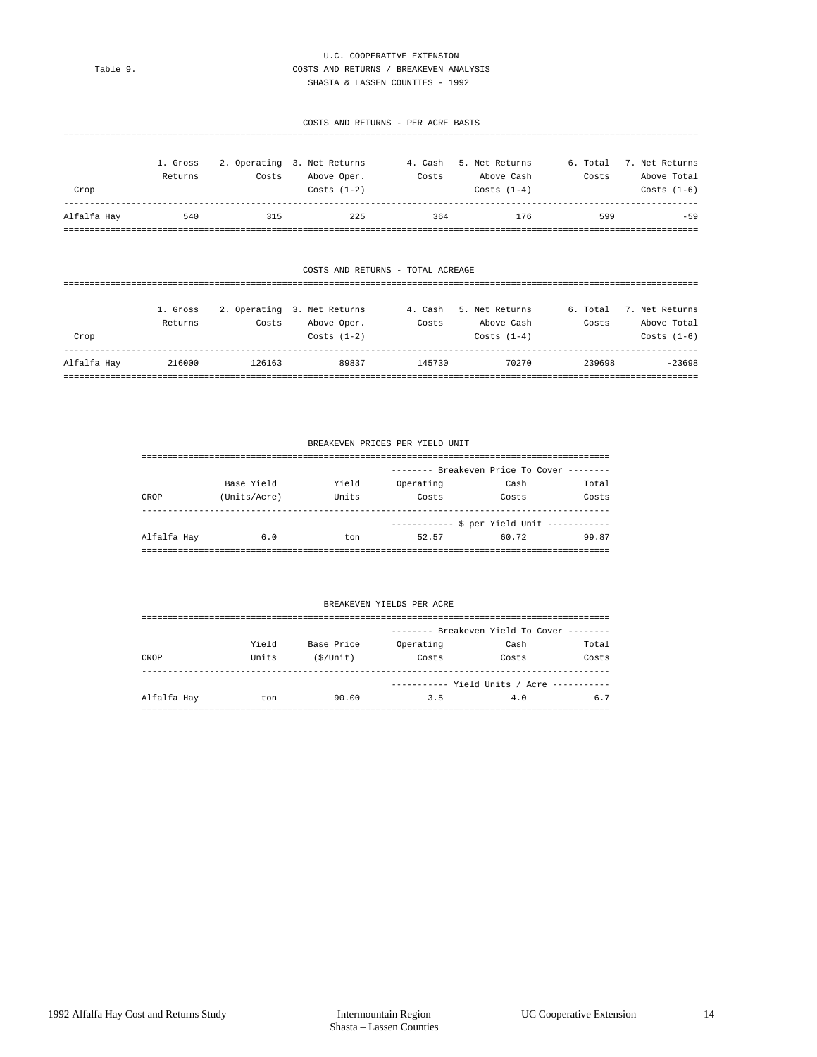U.C. COOPERATIVE EXTENSION

Table 9. COSTS AND RETURNS / BREAKEVEN ANALYSIS

SHASTA & LASSEN COUNTIES - 1992

COSTS AND RETURNS - PER ACRE BASIS

| Crop | 1. Gross Returns | 2. Operating Costs | 3. Net Returns Above Oper. Costs (1-2) | 4. Cash Costs | 5. Net Returns Above Cash Costs (1-4) | 6. Total Costs | 7. Net Returns Above Total Costs (1-6) |
|---|---|---|---|---|---|---|---|
| Alfalfa Hay | 540 | 315 | 225 | 364 | 176 | 599 | -59 |

COSTS AND RETURNS - TOTAL ACREAGE

| Crop | 1. Gross Returns | 2. Operating Costs | 3. Net Returns Above Oper. Costs (1-2) | 4. Cash Costs | 5. Net Returns Above Cash Costs (1-4) | 6. Total Costs | 7. Net Returns Above Total Costs (1-6) |
|---|---|---|---|---|---|---|---|
| Alfalfa Hay | 216000 | 126163 | 89837 | 145730 | 70270 | 239698 | -23698 |

BREAKEVEN PRICES PER YIELD UNIT

| | | | -------- Breakeven Price To Cover -------- | | |
|---|---|---|---|---|---|
| CROP | Base Yield (Units/Acre) | Yield Units | Operating Costs | Cash Costs | Total Costs |
| | | | ------------ $ per Yield Unit ------------ | | |
| Alfalfa Hay | 6.0 | ton | 52.57 | 60.72 | 99.87 |

BREAKEVEN YIELDS PER ACRE

| | | | -------- Breakeven Yield To Cover -------- | | |
|---|---|---|---|---|---|
| CROP | Yield Units | Base Price ($/Unit) | Operating Costs | Cash Costs | Total Costs |
| | | | ----------- Yield Units / Acre ----------- | | |
| Alfalfa Hay | ton | 90.00 | 3.5 | 4.0 | 6.7 |